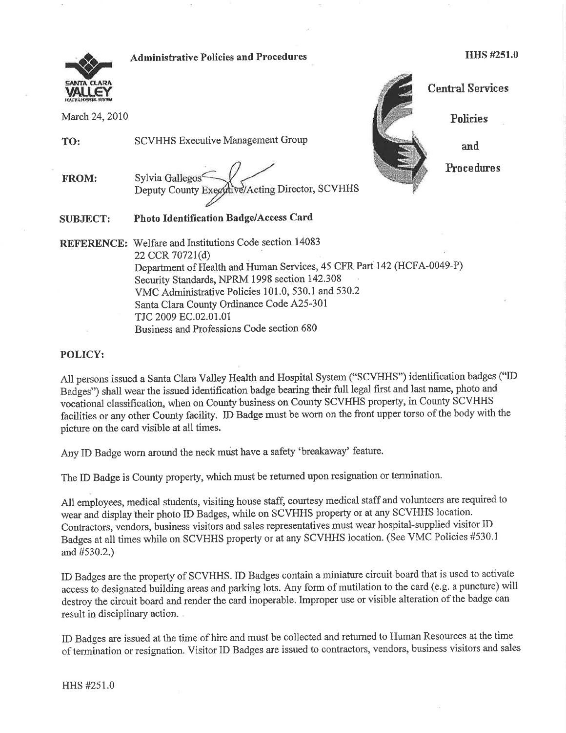**Administrative Policies and Procedures**

**HHS #251.0**

**Central Services Policies and Procedures**

March 24, 2010

**TO:** SCVHHS Executive Management Group

**FROM:** Sylvia Gallegos
Deputy County Executive/Acting Director, SCVHHS

**SUBJECT:** **Photo Identification Badge/Access Card**

**REFERENCE:** Welfare and Institutions Code section 14083
22 CCR 70721(d)
Department of Health and Human Services, 45 CFR Part 142 (HCFA-0049-P)
Security Standards, NPRM 1998 section 142.308
VMC Administrative Policies 101.0, 530.1 and 530.2
Santa Clara County Ordinance Code A25-301
TJC 2009 EC.02.01.01
Business and Professions Code section 680

## POLICY:

All persons issued a Santa Clara Valley Health and Hospital System ("SCVHHS") identification badges ("ID Badges") shall wear the issued identification badge bearing their full legal first and last name, photo and vocational classification, when on County business on County SCVHHS property, in County SCVHHS facilities or any other County facility. ID Badge must be worn on the front upper torso of the body with the picture on the card visible at all times.

Any ID Badge worn around the neck must have a safety 'breakaway' feature.

The ID Badge is County property, which must be returned upon resignation or termination.

All employees, medical students, visiting house staff, courtesy medical staff and volunteers are required to wear and display their photo ID Badges, while on SCVHHS property or at any SCVHHS location. Contractors, vendors, business visitors and sales representatives must wear hospital-supplied visitor ID Badges at all times while on SCVHHS property or at any SCVHHS location. (See VMC Policies #530.1 and #530.2.)

ID Badges are the property of SCVHHS. ID Badges contain a miniature circuit board that is used to activate access to designated building areas and parking lots. Any form of mutilation to the card (e.g. a puncture) will destroy the circuit board and render the card inoperable. Improper use or visible alteration of the badge can result in disciplinary action.

ID Badges are issued at the time of hire and must be collected and returned to Human Resources at the time of termination or resignation. Visitor ID Badges are issued to contractors, vendors, business visitors and sales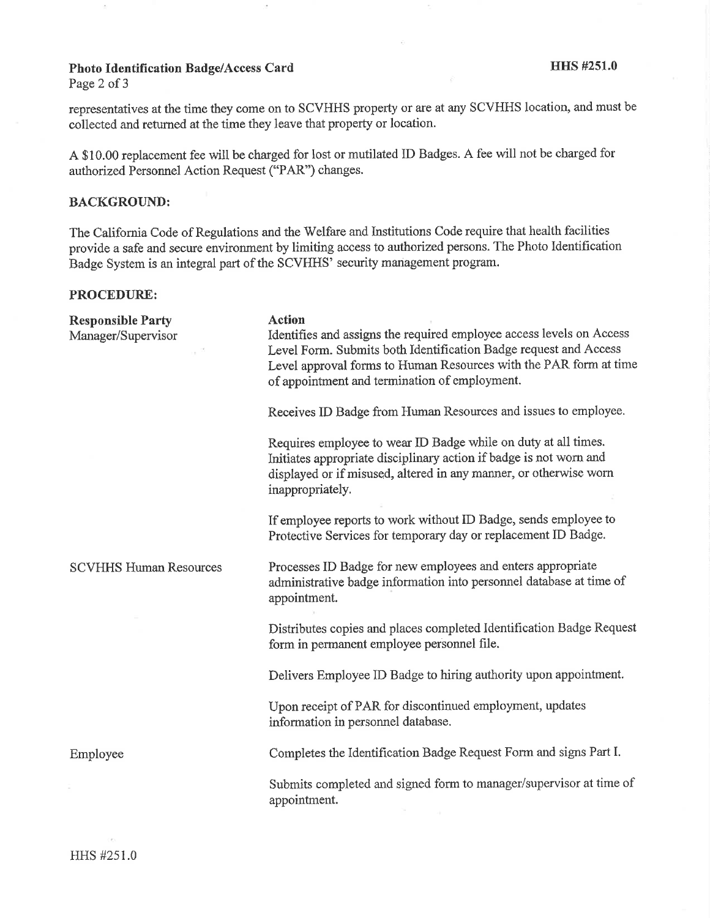representatives at the time they come on to SCVHHS property or are at any SCVHHS location, and must be collected and returned at the time they leave that property or location.

A $10.00 replacement fee will be charged for lost or mutilated ID Badges. A fee will not be charged for authorized Personnel Action Request ("PAR") changes.

## BACKGROUND:

The California Code of Regulations and the Welfare and Institutions Code require that health facilities provide a safe and secure environment by limiting access to authorized persons. The Photo Identification Badge System is an integral part of the SCVHHS' security management program.

## PROCEDURE:

| Responsible Party | Action |
| --- | --- |
| Manager/Supervisor | Identifies and assigns the required employee access levels on Access Level Form. Submits both Identification Badge request and Access Level approval forms to Human Resources with the PAR form at time of appointment and termination of employment. |
| | Receives ID Badge from Human Resources and issues to employee. |
| | Requires employee to wear ID Badge while on duty at all times. Initiates appropriate disciplinary action if badge is not worn and displayed or if misused, altered in any manner, or otherwise worn inappropriately. |
| | If employee reports to work without ID Badge, sends employee to Protective Services for temporary day or replacement ID Badge. |
| SCVHHS Human Resources | Processes ID Badge for new employees and enters appropriate administrative badge information into personnel database at time of appointment. |
| | Distributes copies and places completed Identification Badge Request form in permanent employee personnel file. |
| | Delivers Employee ID Badge to hiring authority upon appointment. |
| | Upon receipt of PAR for discontinued employment, updates information in personnel database. |
| Employee | Completes the Identification Badge Request Form and signs Part I. |
| | Submits completed and signed form to manager/supervisor at time of appointment. |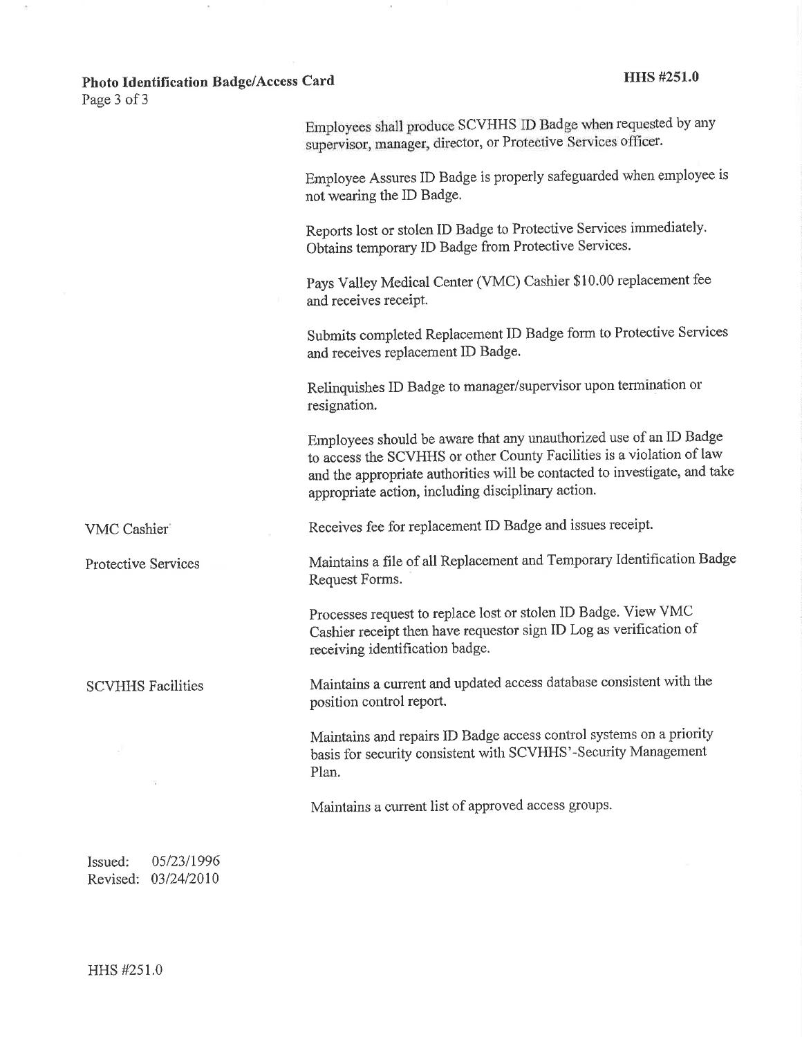Employees shall produce SCVHHS ID Badge when requested by any supervisor, manager, director, or Protective Services officer.

Employee Assures ID Badge is properly safeguarded when employee is not wearing the ID Badge.

Reports lost or stolen ID Badge to Protective Services immediately. Obtains temporary ID Badge from Protective Services.

Pays Valley Medical Center (VMC) Cashier $10.00 replacement fee and receives receipt.

Submits completed Replacement ID Badge form to Protective Services and receives replacement ID Badge.

Relinquishes ID Badge to manager/supervisor upon termination or resignation.

Employees should be aware that any unauthorized use of an ID Badge to access the SCVHHS or other County Facilities is a violation of law and the appropriate authorities will be contacted to investigate, and take appropriate action, including disciplinary action.

| | |
|---|---|
| VMC Cashier | Receives fee for replacement ID Badge and issues receipt. |
| Protective Services | Maintains a file of all Replacement and Temporary Identification Badge Request Forms. |
| | Processes request to replace lost or stolen ID Badge. View VMC Cashier receipt then have requestor sign ID Log as verification of receiving identification badge. |
| SCVHHS Facilities | Maintains a current and updated access database consistent with the position control report. |
| | Maintains and repairs ID Badge access control systems on a priority basis for security consistent with SCVHHS'-Security Management Plan. |
| | Maintains a current list of approved access groups. |

Issued: 05/23/1996
Revised: 03/24/2010